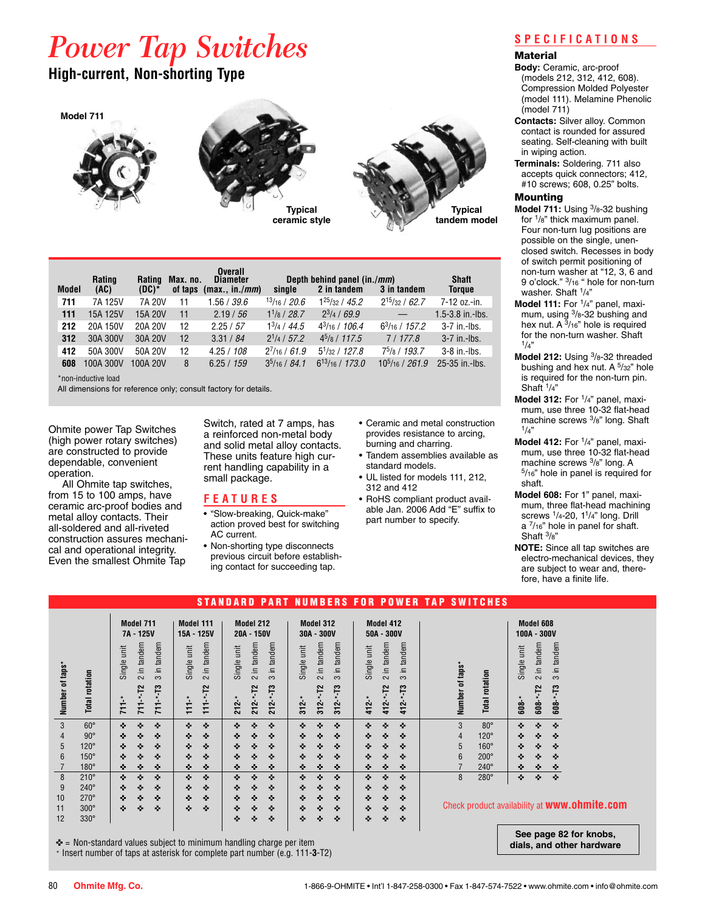# Power Tap Switches

## High-current, Non-shorting Type

Model 711

Typical ceramic style

Typical tandem model

| Model | Rating (AC) | Rating (DC)* | Max. no. of taps | Overall Diameter (max., in./*mm*) | Depth behind panel (in./*mm*) single | 2 in tandem | 3 in tandem | Shaft Torque |
|---|---|---|---|---|---|---|---|---|
| 711 | 7A 125V | 7A 20V | 11 | 1.56 / *39.6* | 13/16 / *20.6* | 1 25/32 / *45.2* | 2 15/32 / *62.7* | 7-12 oz.-in. |
| 111 | 15A 125V | 15A 20V | 11 | 2.19 / *56* | 1 1/8 / *28.7* | 2 3/4 / *69.9* | — | 1.5-3.8 in.-lbs. |
| 212 | 20A 150V | 20A 20V | 12 | 2.25 / *57* | 1 3/4 / *44.5* | 4 3/16 / *106.4* | 6 3/16 / *157.2* | 3-7 in.-lbs. |
| 312 | 30A 300V | 30A 20V | 12 | 3.31 / *84* | 2 1/4 / *57.2* | 4 5/8 / *117.5* | 7 / *177.8* | 3-7 in.-lbs. |
| 412 | 50A 300V | 50A 20V | 12 | 4.25 / *108* | 2 7/16 / *61.9* | 5 1/32 / *127.8* | 7 5/8 / *193.7* | 3-8 in.-lbs. |
| 608 | 100A 300V | 100A 20V | 8 | 6.25 / *159* | 3 5/16 / *84.1* | 6 13/16 / *173.0* | 10 5/16 / *261.9* | 25-35 in.-lbs. |

*non-inductive load

All dimensions for reference only; consult factory for details.

Ohmite power Tap Switches (high power rotary switches) are constructed to provide dependable, convenient operation.

All Ohmite tap switches, from 15 to 100 amps, have ceramic arc-proof bodies and metal alloy contacts. Their all-soldered and all-riveted construction assures mechanical and operational integrity. Even the smallest Ohmite Tap Switch, rated at 7 amps, has a reinforced non-metal body and solid metal alloy contacts. These units feature high current handling capability in a small package.

## FEATURES

- "Slow-breaking, Quick-make" action proved best for switching AC current.
- Non-shorting type disconnects previous circuit before establishing contact for succeeding tap.
- Ceramic and metal construction provides resistance to arcing, burning and charring.
- Tandem assemblies available as standard models.
- UL listed for models 111, 212, 312 and 412
- RoHS compliant product available Jan. 2006 Add "E" suffix to part number to specify.

## SPECIFICATIONS

### Material

**Body:** Ceramic, arc-proof (models 212, 312, 412, 608). Compression Molded Polyester (model 111). Melamine Phenolic (model 711)

**Contacts:** Silver alloy. Common contact is rounded for assured seating. Self-cleaning with built in wiping action.

**Terminals:** Soldering. 711 also accepts quick connectors; 412, #10 screws; 608, 0.25" bolts.

### Mounting

**Model 711:** Using 3/8-32 bushing for 1/8" thick maximum panel. Four non-turn lug positions are possible on the single, unenclosed switch. Recesses in body of switch permit positioning of non-turn washer at "12, 3, 6 and 9 o'clock." 3/16 " hole for non-turn washer. Shaft 1/4"

**Model 111:** For 1/4" panel, maximum, using 3/8-32 bushing and hex nut. A 3/16" hole is required for the non-turn washer. Shaft 1/4"

**Model 212:** Using 3/8-32 threaded bushing and hex nut. A 5/32" hole is required for the non-turn pin. Shaft 1/4"

**Model 312:** For 1/4" panel, maximum, use three 10-32 flat-head machine screws 3/8" long. Shaft 1/4"

**Model 412:** For 1/4" panel, maximum, use three 10-32 flat-head machine screws 3/8" long. A 5/16" hole in panel is required for shaft.

**Model 608:** For 1" panel, maximum, three flat-head machining screws 1/4-20, 1 1/4" long. Drill a 7/16" hole in panel for shaft. Shaft 3/8"

**NOTE:** Since all tap switches are electro-mechanical devices, they are subject to wear and, therefore, have a finite life.

## STANDARD PART NUMBERS FOR POWER TAP SWITCHES

| Number of taps* | Total rotation | Model 711 7A - 125V Single unit 711-* | 2 in tandem 711-*-T2 | 3 in tandem 711-*-T3 | Model 111 15A - 125V Single unit 111-* | 2 in tandem 111-*-T2 | Model 212 20A - 150V Single unit 212-* | 2 in tandem 212-*-T2 | 3 in tandem 212-*-T3 | Model 312 30A - 300V Single unit 312-* | 2 in tandem 312-*-T2 | 3 in tandem 312-*-T3 | Model 412 50A - 300V Single unit 412-* | 2 in tandem 412-*-T2 | 3 in tandem 412-*-T3 |
|---|---|---|---|---|---|---|---|---|---|---|---|---|---|---|---|
| 3 | 60° | ✤ | ✤ | ✤ | ✤ | ✤ | ✤ | ✤ | ✤ | ✤ | ✤ | ✤ | ✤ | ✤ | ✤ |
| 4 | 90° | ✤ | ✤ | ✤ | ✤ | ✤ | ✤ | ✤ | ✤ | ✤ | ✤ | ✤ | ✤ | ✤ | ✤ |
| 5 | 120° | ✤ | ✤ | ✤ | ✤ | ✤ | ✤ | ✤ | ✤ | ✤ | ✤ | ✤ | ✤ | ✤ | ✤ |
| 6 | 150° | ✤ | ✤ | ✤ | ✤ | ✤ | ✤ | ✤ | ✤ | ✤ | ✤ | ✤ | ✤ | ✤ | ✤ |
| 7 | 180° | ✤ | ✤ | ✤ | ✤ | ✤ | ✤ | ✤ | ✤ | ✤ | ✤ | ✤ | ✤ | ✤ | ✤ |
| 8 | 210° | ✤ | ✤ | ✤ | ✤ | ✤ | ✤ | ✤ | ✤ | ✤ | ✤ | ✤ | ✤ | ✤ | ✤ |
| 9 | 240° | ✤ | ✤ | ✤ | ✤ | ✤ | ✤ | ✤ | ✤ | ✤ | ✤ | ✤ | ✤ | ✤ | ✤ |
| 10 | 270° | ✤ | ✤ | ✤ | ✤ | ✤ | ✤ | ✤ | ✤ | ✤ | ✤ | ✤ | ✤ | ✤ | ✤ |
| 11 | 300° | ✤ | ✤ | ✤ | ✤ | ✤ | ✤ | ✤ | ✤ | ✤ | ✤ | ✤ | ✤ | ✤ | ✤ |
| 12 | 330° | | | | | | ✤ | ✤ | ✤ | ✤ | ✤ | ✤ | ✤ | ✤ | ✤ |

| Number of taps* | Total rotation | Model 608 100A - 300V Single unit 608-* | 2 in tandem 608-*-T2 | 3 in tandem 608-*-T3 |
|---|---|---|---|---|
| 3 | 80° | ✤ | ✤ | ✤ |
| 4 | 120° | ✤ | ✤ | ✤ |
| 5 | 160° | ✤ | ✤ | ✤ |
| 6 | 200° | ✤ | ✤ | ✤ |
| 7 | 240° | ✤ | ✤ | ✤ |
| 8 | 280° | ✤ | ✤ | ✤ |

Check product availability at **www.ohmite.com**

✤ = Non-standard values subject to minimum handling charge per item

* Insert number of taps at asterisk for complete part number (e.g. 111-**3**-T2)

**See page 82 for knobs, dials, and other hardware**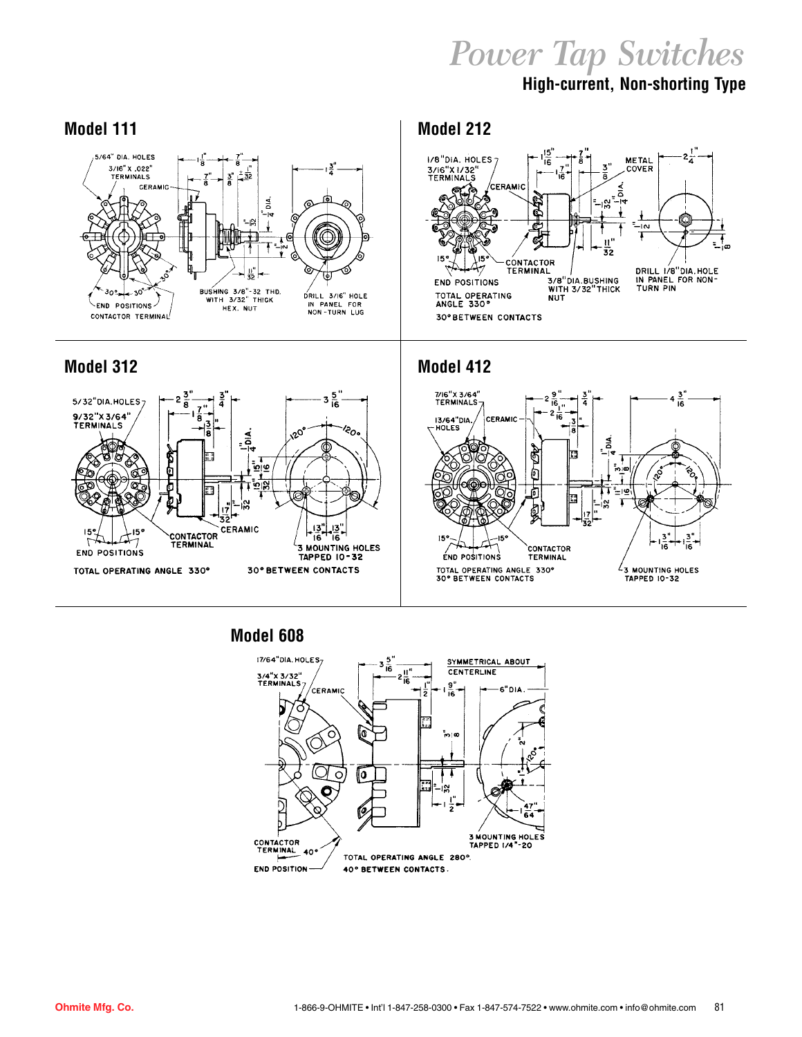# Power Tap Switches

## High-current, Non-shorting Type

### Model 111

5/64" DIA. HOLES
3/16" X .022" TERMINALS
CERAMIC
1 1/8"
7/8"
7/8"
3/8"
11/32"
1 3/4"
1/4" DIA.
11/32"
1/2"
11/32"
30°
30°
30°
END POSITIONS
CONTACTOR TERMINAL
BUSHING 3/8"-32 THD. WITH 3/32" THICK HEX. NUT
DRILL 3/16" HOLE IN PANEL FOR NON-TURN LUG

### Model 212

1/8" DIA. HOLES
3/16" X 1/32" TERMINALS
CERAMIC
1 15/16"
7/8"
1 7/16"
3/8"
2 1/4"
METAL COVER
1/4" DIA.
11/32"
1/2"
11/32"
1/8"
15°
15°
CONTACTOR TERMINAL
END POSITIONS
3/8" DIA. BUSHING WITH 3/32" THICK NUT
TOTAL OPERATING ANGLE 330°
DRILL 1/8" DIA. HOLE IN PANEL FOR NON-TURN PIN
30° BETWEEN CONTACTS

### Model 312

5/32" DIA. HOLES
9/32" X 3/64" TERMINALS
2 3/8"
3/4"
1 7/8"
3/8"
3 5/16"
1/4" DIA.
15/16"
15/32"
17/32"
1/32"
120°
120°
15°
15°
CONTACTOR TERMINAL
CERAMIC
END POSITIONS
13/16"
13/16"
3 MOUNTING HOLES TAPPED 10-32
TOTAL OPERATING ANGLE 330°
30° BETWEEN CONTACTS

### Model 412

7/16" X 3/64" TERMINALS
13/64" DIA. HOLES
CERAMIC
2 9/16"
2 1/16"
3/4"
3/8"
4 3/16"
1/4" DIA.
3/8"
11/16"
1/32"
17/32"
120°
120°
15°
15°
END POSITIONS
CONTACTOR TERMINAL
1 3/16"
1 3/16"
TOTAL OPERATING ANGLE 330°
30° BETWEEN CONTACTS
3 MOUNTING HOLES TAPPED 10-32

### Model 608

17/64" DIA. HOLES
3/4" X 3/32" TERMINALS
CERAMIC
3 5/16"
2 11/16"
1/2"
1 9/16"
SYMMETRICAL ABOUT CENTERLINE
6" DIA.
3/8"
1/32"
1 1/2"
2"
120°
1 47/64"
CONTACTOR TERMINAL
40°
END POSITION
3 MOUNTING HOLES TAPPED 1/4"-20
TOTAL OPERATING ANGLE 280°.
40° BETWEEN CONTACTS.

Ohmite Mfg. Co. 1-866-9-OHMITE • Int'l 1-847-258-0300 • Fax 1-847-574-7522 • www.ohmite.com • info@ohmite.com